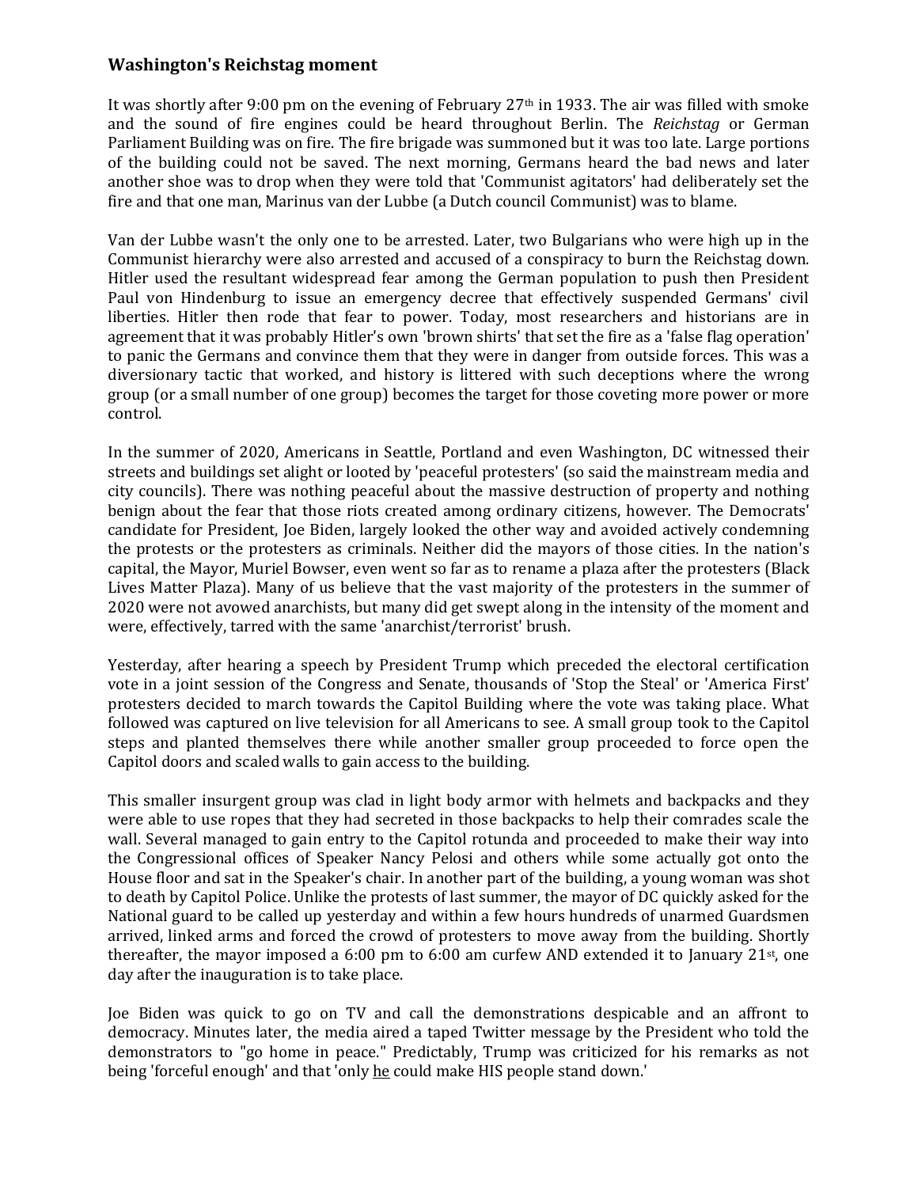### Washington's Reichstag moment

It was shortly after 9:00 pm on the evening of February 27th in 1933. The air was filled with smoke and the sound of fire engines could be heard throughout Berlin. The *Reichstag* or German Parliament Building was on fire. The fire brigade was summoned but it was too late. Large portions of the building could not be saved. The next morning, Germans heard the bad news and later another shoe was to drop when they were told that 'Communist agitators' had deliberately set the fire and that one man, Marinus van der Lubbe (a Dutch council Communist) was to blame.

Van der Lubbe wasn't the only one to be arrested. Later, two Bulgarians who were high up in the Communist hierarchy were also arrested and accused of a conspiracy to burn the Reichstag down. Hitler used the resultant widespread fear among the German population to push then President Paul von Hindenburg to issue an emergency decree that effectively suspended Germans' civil liberties. Hitler then rode that fear to power. Today, most researchers and historians are in agreement that it was probably Hitler's own 'brown shirts' that set the fire as a 'false flag operation' to panic the Germans and convince them that they were in danger from outside forces. This was a diversionary tactic that worked, and history is littered with such deceptions where the wrong group (or a small number of one group) becomes the target for those coveting more power or more control.

In the summer of 2020, Americans in Seattle, Portland and even Washington, DC witnessed their streets and buildings set alight or looted by 'peaceful protesters' (so said the mainstream media and city councils). There was nothing peaceful about the massive destruction of property and nothing benign about the fear that those riots created among ordinary citizens, however. The Democrats' candidate for President, Joe Biden, largely looked the other way and avoided actively condemning the protests or the protesters as criminals. Neither did the mayors of those cities. In the nation's capital, the Mayor, Muriel Bowser, even went so far as to rename a plaza after the protesters (Black Lives Matter Plaza). Many of us believe that the vast majority of the protesters in the summer of 2020 were not avowed anarchists, but many did get swept along in the intensity of the moment and were, effectively, tarred with the same 'anarchist/terrorist' brush.

Yesterday, after hearing a speech by President Trump which preceded the electoral certification vote in a joint session of the Congress and Senate, thousands of 'Stop the Steal' or 'America First' protesters decided to march towards the Capitol Building where the vote was taking place. What followed was captured on live television for all Americans to see. A small group took to the Capitol steps and planted themselves there while another smaller group proceeded to force open the Capitol doors and scaled walls to gain access to the building.

This smaller insurgent group was clad in light body armor with helmets and backpacks and they were able to use ropes that they had secreted in those backpacks to help their comrades scale the wall. Several managed to gain entry to the Capitol rotunda and proceeded to make their way into the Congressional offices of Speaker Nancy Pelosi and others while some actually got onto the House floor and sat in the Speaker's chair. In another part of the building, a young woman was shot to death by Capitol Police. Unlike the protests of last summer, the mayor of DC quickly asked for the National guard to be called up yesterday and within a few hours hundreds of unarmed Guardsmen arrived, linked arms and forced the crowd of protesters to move away from the building. Shortly thereafter, the mayor imposed a 6:00 pm to 6:00 am curfew AND extended it to January 21st, one day after the inauguration is to take place.

Joe Biden was quick to go on TV and call the demonstrations despicable and an affront to democracy. Minutes later, the media aired a taped Twitter message by the President who told the demonstrators to "go home in peace." Predictably, Trump was criticized for his remarks as not being 'forceful enough' and that 'only he could make HIS people stand down.'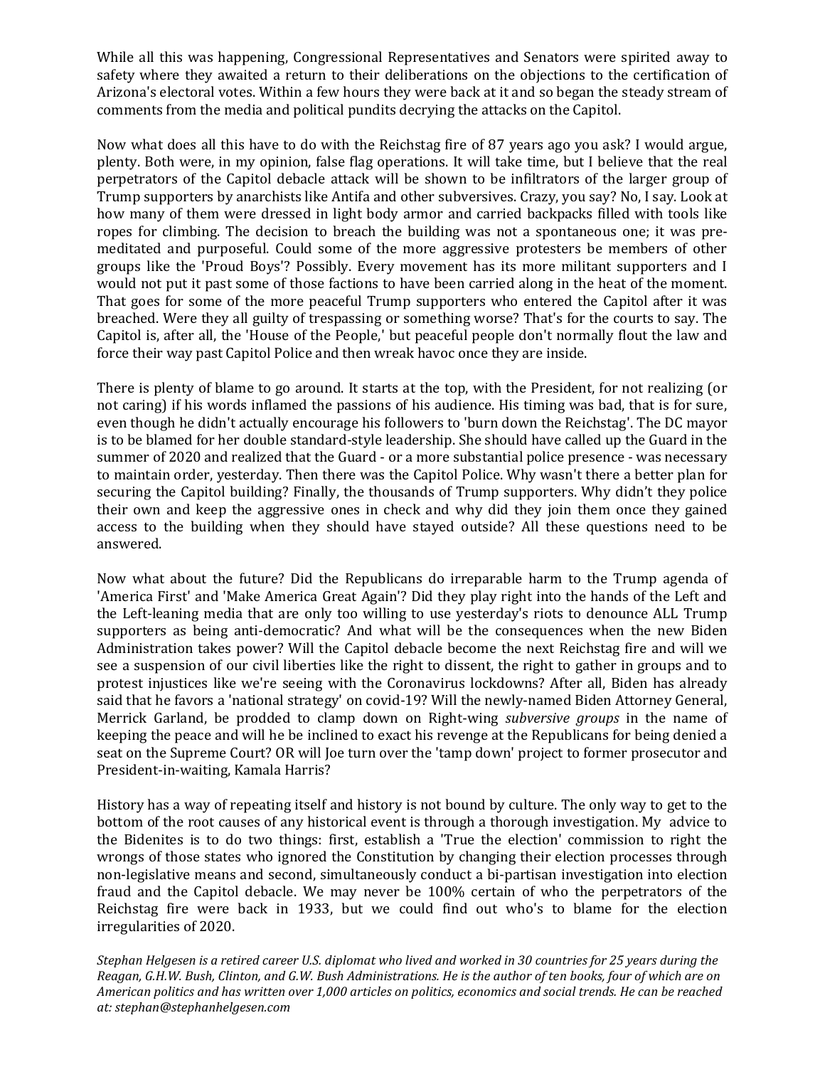While all this was happening, Congressional Representatives and Senators were spirited away to safety where they awaited a return to their deliberations on the objections to the certification of Arizona's electoral votes. Within a few hours they were back at it and so began the steady stream of comments from the media and political pundits decrying the attacks on the Capitol.

Now what does all this have to do with the Reichstag fire of 87 years ago you ask? I would argue, plenty. Both were, in my opinion, false flag operations. It will take time, but I believe that the real perpetrators of the Capitol debacle attack will be shown to be infiltrators of the larger group of Trump supporters by anarchists like Antifa and other subversives. Crazy, you say? No, I say. Look at how many of them were dressed in light body armor and carried backpacks filled with tools like ropes for climbing. The decision to breach the building was not a spontaneous one; it was pre-meditated and purposeful. Could some of the more aggressive protesters be members of other groups like the 'Proud Boys'? Possibly. Every movement has its more militant supporters and I would not put it past some of those factions to have been carried along in the heat of the moment. That goes for some of the more peaceful Trump supporters who entered the Capitol after it was breached. Were they all guilty of trespassing or something worse? That's for the courts to say. The Capitol is, after all, the 'House of the People,' but peaceful people don't normally flout the law and force their way past Capitol Police and then wreak havoc once they are inside.

There is plenty of blame to go around. It starts at the top, with the President, for not realizing (or not caring) if his words inflamed the passions of his audience. His timing was bad, that is for sure, even though he didn't actually encourage his followers to 'burn down the Reichstag'. The DC mayor is to be blamed for her double standard-style leadership. She should have called up the Guard in the summer of 2020 and realized that the Guard - or a more substantial police presence - was necessary to maintain order, yesterday. Then there was the Capitol Police. Why wasn't there a better plan for securing the Capitol building? Finally, the thousands of Trump supporters. Why didn't they police their own and keep the aggressive ones in check and why did they join them once they gained access to the building when they should have stayed outside? All these questions need to be answered.

Now what about the future? Did the Republicans do irreparable harm to the Trump agenda of 'America First' and 'Make America Great Again'? Did they play right into the hands of the Left and the Left-leaning media that are only too willing to use yesterday's riots to denounce ALL Trump supporters as being anti-democratic? And what will be the consequences when the new Biden Administration takes power? Will the Capitol debacle become the next Reichstag fire and will we see a suspension of our civil liberties like the right to dissent, the right to gather in groups and to protest injustices like we're seeing with the Coronavirus lockdowns? After all, Biden has already said that he favors a 'national strategy' on covid-19? Will the newly-named Biden Attorney General, Merrick Garland, be prodded to clamp down on Right-wing *subversive groups* in the name of keeping the peace and will he be inclined to exact his revenge at the Republicans for being denied a seat on the Supreme Court? OR will Joe turn over the 'tamp down' project to former prosecutor and President-in-waiting, Kamala Harris?

History has a way of repeating itself and history is not bound by culture. The only way to get to the bottom of the root causes of any historical event is through a thorough investigation. My advice to the Bidenites is to do two things: first, establish a 'True the election' commission to right the wrongs of those states who ignored the Constitution by changing their election processes through non-legislative means and second, simultaneously conduct a bi-partisan investigation into election fraud and the Capitol debacle. We may never be 100% certain of who the perpetrators of the Reichstag fire were back in 1933, but we could find out who's to blame for the election irregularities of 2020.

*Stephan Helgesen is a retired career U.S. diplomat who lived and worked in 30 countries for 25 years during the Reagan, G.H.W. Bush, Clinton, and G.W. Bush Administrations. He is the author of ten books, four of which are on American politics and has written over 1,000 articles on politics, economics and social trends. He can be reached at: stephan@stephanhelgesen.com*